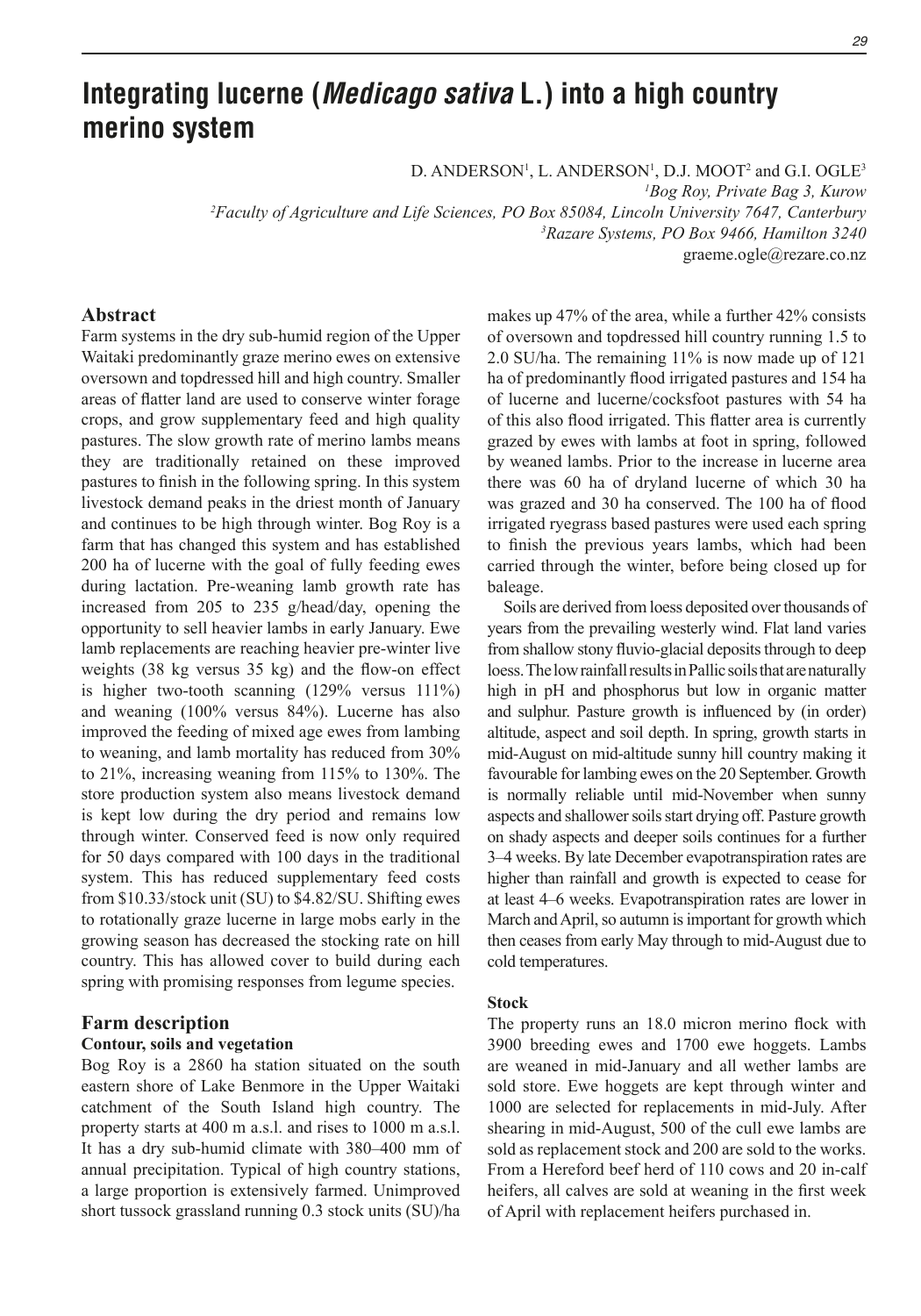# Integrating lucerne (*Medicago sativa* L.) into a high country merino system

D. ANDERSON[1], L. ANDERSON[1], D.J. MOOT[2] and G.I. OGLE[3]

[1]Bog Roy, Private Bag 3, Kurow

[2]Faculty of Agriculture and Life Sciences, PO Box 85084, Lincoln University 7647, Canterbury

[3]Razare Systems, PO Box 9466, Hamilton 3240

graeme.ogle@rezare.co.nz

## Abstract

Farm systems in the dry sub-humid region of the Upper Waitaki predominantly graze merino ewes on extensive oversown and topdressed hill and high country. Smaller areas of flatter land are used to conserve winter forage crops, and grow supplementary feed and high quality pastures. The slow growth rate of merino lambs means they are traditionally retained on these improved pastures to finish in the following spring. In this system livestock demand peaks in the driest month of January and continues to be high through winter. Bog Roy is a farm that has changed this system and has established 200 ha of lucerne with the goal of fully feeding ewes during lactation. Pre-weaning lamb growth rate has increased from 205 to 235 g/head/day, opening the opportunity to sell heavier lambs in early January. Ewe lamb replacements are reaching heavier pre-winter live weights (38 kg versus 35 kg) and the flow-on effect is higher two-tooth scanning (129% versus 111%) and weaning (100% versus 84%). Lucerne has also improved the feeding of mixed age ewes from lambing to weaning, and lamb mortality has reduced from 30% to 21%, increasing weaning from 115% to 130%. The store production system also means livestock demand is kept low during the dry period and remains low through winter. Conserved feed is now only required for 50 days compared with 100 days in the traditional system. This has reduced supplementary feed costs from \$10.33/stock unit (SU) to \$4.82/SU. Shifting ewes to rotationally graze lucerne in large mobs early in the growing season has decreased the stocking rate on hill country. This has allowed cover to build during each spring with promising responses from legume species.

## Farm description

### Contour, soils and vegetation

Bog Roy is a 2860 ha station situated on the south eastern shore of Lake Benmore in the Upper Waitaki catchment of the South Island high country. The property starts at 400 m a.s.l. and rises to 1000 m a.s.l. It has a dry sub-humid climate with 380–400 mm of annual precipitation. Typical of high country stations, a large proportion is extensively farmed. Unimproved short tussock grassland running 0.3 stock units (SU)/ha makes up 47% of the area, while a further 42% consists of oversown and topdressed hill country running 1.5 to 2.0 SU/ha. The remaining 11% is now made up of 121 ha of predominantly flood irrigated pastures and 154 ha of lucerne and lucerne/cocksfoot pastures with 54 ha of this also flood irrigated. This flatter area is currently grazed by ewes with lambs at foot in spring, followed by weaned lambs. Prior to the increase in lucerne area there was 60 ha of dryland lucerne of which 30 ha was grazed and 30 ha conserved. The 100 ha of flood irrigated ryegrass based pastures were used each spring to finish the previous years lambs, which had been carried through the winter, before being closed up for baleage.

Soils are derived from loess deposited over thousands of years from the prevailing westerly wind. Flat land varies from shallow stony fluvio-glacial deposits through to deep loess. The low rainfall results in Pallic soils that are naturally high in pH and phosphorus but low in organic matter and sulphur. Pasture growth is influenced by (in order) altitude, aspect and soil depth. In spring, growth starts in mid-August on mid-altitude sunny hill country making it favourable for lambing ewes on the 20 September. Growth is normally reliable until mid-November when sunny aspects and shallower soils start drying off. Pasture growth on shady aspects and deeper soils continues for a further 3–4 weeks. By late December evapotranspiration rates are higher than rainfall and growth is expected to cease for at least 4–6 weeks. Evapotranspiration rates are lower in March and April, so autumn is important for growth which then ceases from early May through to mid-August due to cold temperatures.

### Stock

The property runs an 18.0 micron merino flock with 3900 breeding ewes and 1700 ewe hoggets. Lambs are weaned in mid-January and all wether lambs are sold store. Ewe hoggets are kept through winter and 1000 are selected for replacements in mid-July. After shearing in mid-August, 500 of the cull ewe lambs are sold as replacement stock and 200 are sold to the works. From a Hereford beef herd of 110 cows and 20 in-calf heifers, all calves are sold at weaning in the first week of April with replacement heifers purchased in.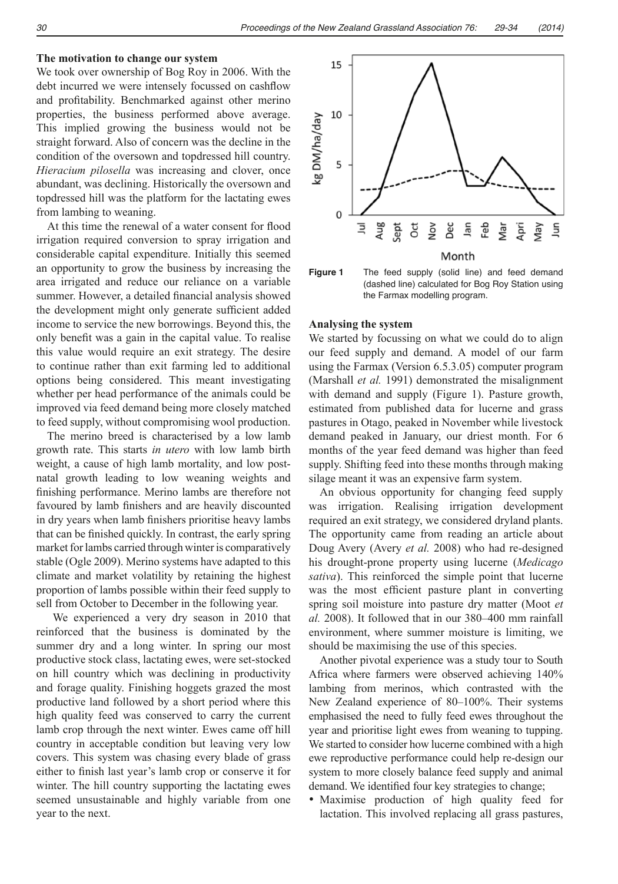### The motivation to change our system

We took over ownership of Bog Roy in 2006. With the debt incurred we were intensely focussed on cashflow and profitability. Benchmarked against other merino properties, the business performed above average. This implied growing the business would not be straight forward. Also of concern was the decline in the condition of the oversown and topdressed hill country. *Hieracium pilosella* was increasing and clover, once abundant, was declining. Historically the oversown and topdressed hill was the platform for the lactating ewes from lambing to weaning.

At this time the renewal of a water consent for flood irrigation required conversion to spray irrigation and considerable capital expenditure. Initially this seemed an opportunity to grow the business by increasing the area irrigated and reduce our reliance on a variable summer. However, a detailed financial analysis showed the development might only generate sufficient added income to service the new borrowings. Beyond this, the only benefit was a gain in the capital value. To realise this value would require an exit strategy. The desire to continue rather than exit farming led to additional options being considered. This meant investigating whether per head performance of the animals could be improved via feed demand being more closely matched to feed supply, without compromising wool production.

The merino breed is characterised by a low lamb growth rate. This starts *in utero* with low lamb birth weight, a cause of high lamb mortality, and low post-natal growth leading to low weaning weights and finishing performance. Merino lambs are therefore not favoured by lamb finishers and are heavily discounted in dry years when lamb finishers prioritise heavy lambs that can be finished quickly. In contrast, the early spring market for lambs carried through winter is comparatively stable (Ogle 2009). Merino systems have adapted to this climate and market volatility by retaining the highest proportion of lambs possible within their feed supply to sell from October to December in the following year.

We experienced a very dry season in 2010 that reinforced that the business is dominated by the summer dry and a long winter. In spring our most productive stock class, lactating ewes, were set-stocked on hill country which was declining in productivity and forage quality. Finishing hoggets grazed the most productive land followed by a short period where this high quality feed was conserved to carry the current lamb crop through the next winter. Ewes came off hill country in acceptable condition but leaving very low covers. This system was chasing every blade of grass either to finish last year's lamb crop or conserve it for winter. The hill country supporting the lactating ewes seemed unsustainable and highly variable from one year to the next.

**Figure 1** The feed supply (solid line) and feed demand (dashed line) calculated for Bog Roy Station using the Farmax modelling program.

### Analysing the system

We started by focussing on what we could do to align our feed supply and demand. A model of our farm using the Farmax (Version 6.5.3.05) computer program (Marshall *et al.* 1991) demonstrated the misalignment with demand and supply (Figure 1). Pasture growth, estimated from published data for lucerne and grass pastures in Otago, peaked in November while livestock demand peaked in January, our driest month. For 6 months of the year feed demand was higher than feed supply. Shifting feed into these months through making silage meant it was an expensive farm system.

An obvious opportunity for changing feed supply was irrigation. Realising irrigation development required an exit strategy, we considered dryland plants. The opportunity came from reading an article about Doug Avery (Avery *et al.* 2008) who had re-designed his drought-prone property using lucerne (*Medicago sativa*). This reinforced the simple point that lucerne was the most efficient pasture plant in converting spring soil moisture into pasture dry matter (Moot *et al.* 2008). It followed that in our 380–400 mm rainfall environment, where summer moisture is limiting, we should be maximising the use of this species.

Another pivotal experience was a study tour to South Africa where farmers were observed achieving 140% lambing from merinos, which contrasted with the New Zealand experience of 80–100%. Their systems emphasised the need to fully feed ewes throughout the year and prioritise light ewes from weaning to tupping. We started to consider how lucerne combined with a high ewe reproductive performance could help re-design our system to more closely balance feed supply and animal demand. We identified four key strategies to change;

- Maximise production of high quality feed for lactation. This involved replacing all grass pastures,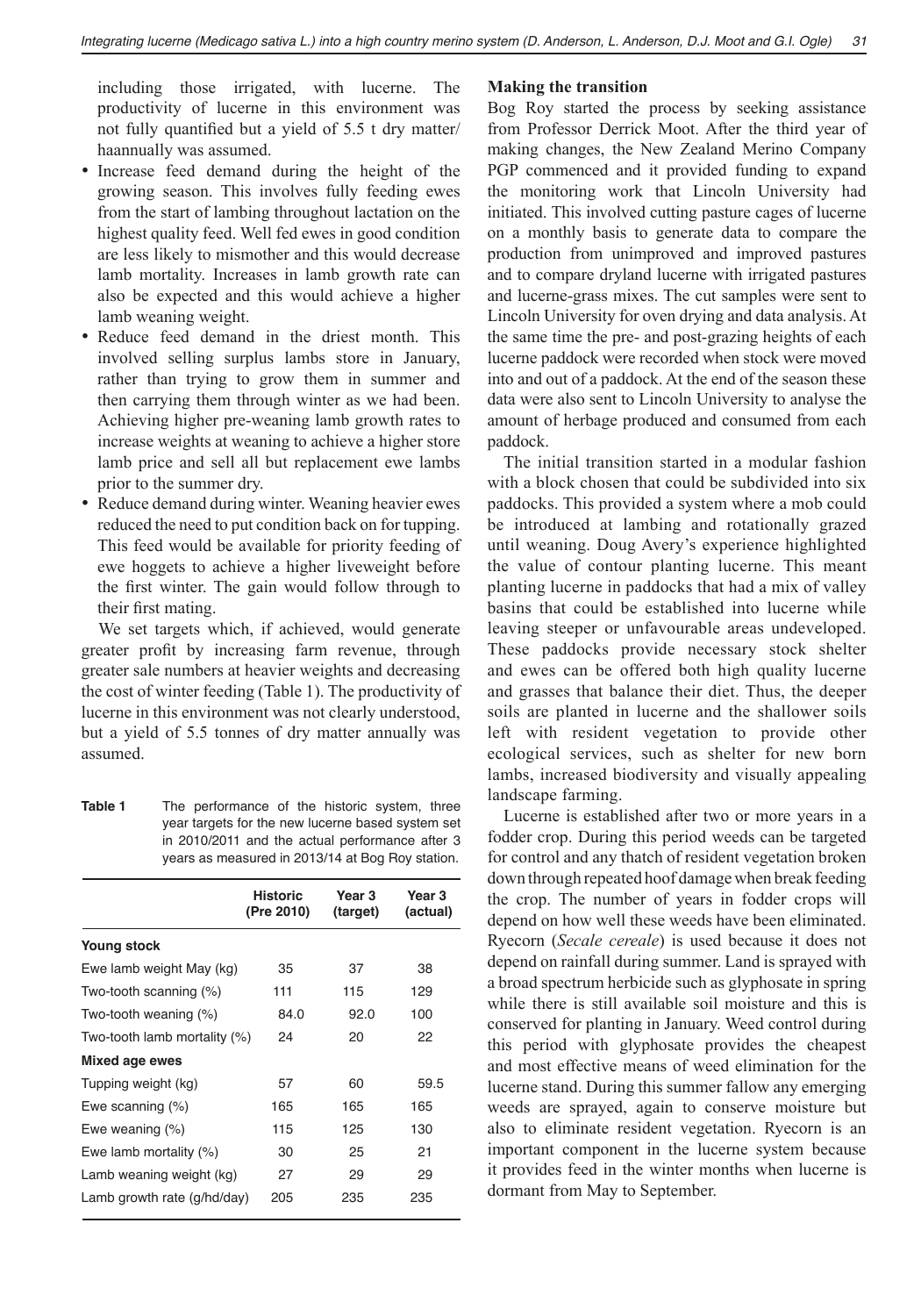including those irrigated, with lucerne. The productivity of lucerne in this environment was not fully quantified but a yield of 5.5 t dry matter/haannually was assumed.

- Increase feed demand during the height of the growing season. This involves fully feeding ewes from the start of lambing throughout lactation on the highest quality feed. Well fed ewes in good condition are less likely to mismother and this would decrease lamb mortality. Increases in lamb growth rate can also be expected and this would achieve a higher lamb weaning weight.
- Reduce feed demand in the driest month. This involved selling surplus lambs store in January, rather than trying to grow them in summer and then carrying them through winter as we had been. Achieving higher pre-weaning lamb growth rates to increase weights at weaning to achieve a higher store lamb price and sell all but replacement ewe lambs prior to the summer dry.
- Reduce demand during winter. Weaning heavier ewes reduced the need to put condition back on for tupping. This feed would be available for priority feeding of ewe hoggets to achieve a higher liveweight before the first winter. The gain would follow through to their first mating.

We set targets which, if achieved, would generate greater profit by increasing farm revenue, through greater sale numbers at heavier weights and decreasing the cost of winter feeding (Table 1). The productivity of lucerne in this environment was not clearly understood, but a yield of 5.5 tonnes of dry matter annually was assumed.

**Table 1** The performance of the historic system, three year targets for the new lucerne based system set in 2010/2011 and the actual performance after 3 years as measured in 2013/14 at Bog Roy station.

| | Historic (Pre 2010) | Year 3 (target) | Year 3 (actual) |
|---|---|---|---|
| **Young stock** | | | |
| Ewe lamb weight May (kg) | 35 | 37 | 38 |
| Two-tooth scanning (%) | 111 | 115 | 129 |
| Two-tooth weaning (%) | 84.0 | 92.0 | 100 |
| Two-tooth lamb mortality (%) | 24 | 20 | 22 |
| **Mixed age ewes** | | | |
| Tupping weight (kg) | 57 | 60 | 59.5 |
| Ewe scanning (%) | 165 | 165 | 165 |
| Ewe weaning (%) | 115 | 125 | 130 |
| Ewe lamb mortality (%) | 30 | 25 | 21 |
| Lamb weaning weight (kg) | 27 | 29 | 29 |
| Lamb growth rate (g/hd/day) | 205 | 235 | 235 |

**Making the transition**

Bog Roy started the process by seeking assistance from Professor Derrick Moot. After the third year of making changes, the New Zealand Merino Company PGP commenced and it provided funding to expand the monitoring work that Lincoln University had initiated. This involved cutting pasture cages of lucerne on a monthly basis to generate data to compare the production from unimproved and improved pastures and to compare dryland lucerne with irrigated pastures and lucerne-grass mixes. The cut samples were sent to Lincoln University for oven drying and data analysis. At the same time the pre- and post-grazing heights of each lucerne paddock were recorded when stock were moved into and out of a paddock. At the end of the season these data were also sent to Lincoln University to analyse the amount of herbage produced and consumed from each paddock.

The initial transition started in a modular fashion with a block chosen that could be subdivided into six paddocks. This provided a system where a mob could be introduced at lambing and rotationally grazed until weaning. Doug Avery's experience highlighted the value of contour planting lucerne. This meant planting lucerne in paddocks that had a mix of valley basins that could be established into lucerne while leaving steeper or unfavourable areas undeveloped. These paddocks provide necessary stock shelter and ewes can be offered both high quality lucerne and grasses that balance their diet. Thus, the deeper soils are planted in lucerne and the shallower soils left with resident vegetation to provide other ecological services, such as shelter for new born lambs, increased biodiversity and visually appealing landscape farming.

Lucerne is established after two or more years in a fodder crop. During this period weeds can be targeted for control and any thatch of resident vegetation broken down through repeated hoof damage when break feeding the crop. The number of years in fodder crops will depend on how well these weeds have been eliminated. Ryecorn (*Secale cereale*) is used because it does not depend on rainfall during summer. Land is sprayed with a broad spectrum herbicide such as glyphosate in spring while there is still available soil moisture and this is conserved for planting in January. Weed control during this period with glyphosate provides the cheapest and most effective means of weed elimination for the lucerne stand. During this summer fallow any emerging weeds are sprayed, again to conserve moisture but also to eliminate resident vegetation. Ryecorn is an important component in the lucerne system because it provides feed in the winter months when lucerne is dormant from May to September.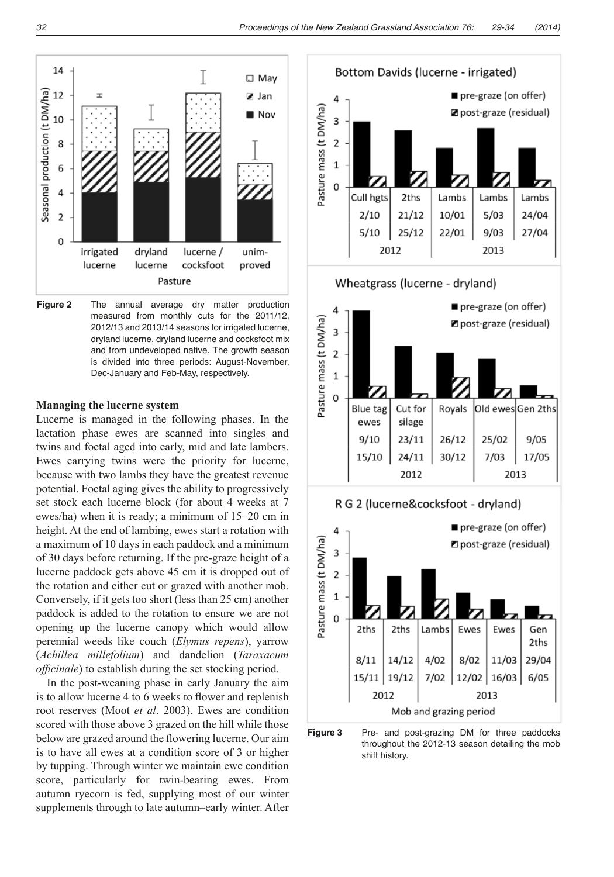**Figure 2** The annual average dry matter production measured from monthly cuts for the 2011/12, 2012/13 and 2013/14 seasons for irrigated lucerne, dryland lucerne, dryland lucerne and cocksfoot mix and from undeveloped native. The growth season is divided into three periods: August-November, Dec-January and Feb-May, respectively.

### Managing the lucerne system

Lucerne is managed in the following phases. In the lactation phase ewes are scanned into singles and twins and foetal aged into early, mid and late lambers. Ewes carrying twins were the priority for lucerne, because with two lambs they have the greatest revenue potential. Foetal aging gives the ability to progressively set stock each lucerne block (for about 4 weeks at 7 ewes/ha) when it is ready; a minimum of 15–20 cm in height. At the end of lambing, ewes start a rotation with a maximum of 10 days in each paddock and a minimum of 30 days before returning. If the pre-graze height of a lucerne paddock gets above 45 cm it is dropped out of the rotation and either cut or grazed with another mob. Conversely, if it gets too short (less than 25 cm) another paddock is added to the rotation to ensure we are not opening up the lucerne canopy which would allow perennial weeds like couch (*Elymus repens*), yarrow (*Achillea millefolium*) and dandelion (*Taraxacum officinale*) to establish during the set stocking period.

In the post-weaning phase in early January the aim is to allow lucerne 4 to 6 weeks to flower and replenish root reserves (Moot *et al*. 2003). Ewes are condition scored with those above 3 grazed on the hill while those below are grazed around the flowering lucerne. Our aim is to have all ewes at a condition score of 3 or higher by tupping. Through winter we maintain ewe condition score, particularly for twin-bearing ewes. From autumn ryecorn is fed, supplying most of our winter supplements through to late autumn–early winter. After

**Figure 3** Pre- and post-grazing DM for three paddocks throughout the 2012-13 season detailing the mob shift history.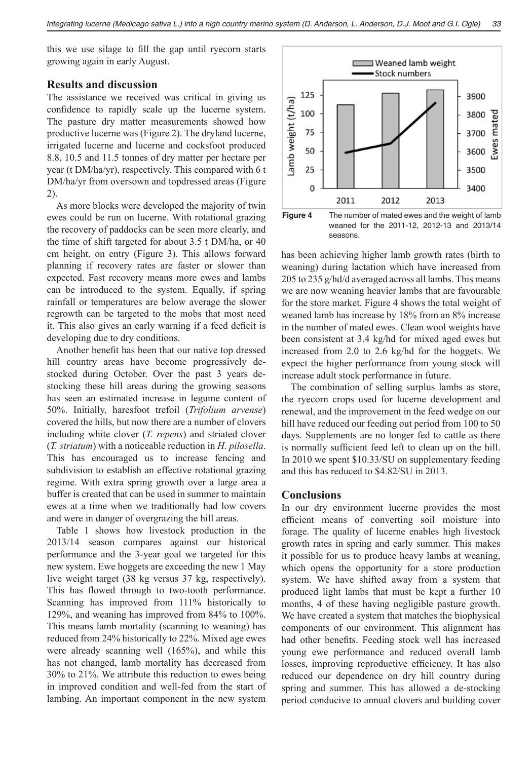this we use silage to fill the gap until ryecorn starts growing again in early August.

## Results and discussion

The assistance we received was critical in giving us confidence to rapidly scale up the lucerne system. The pasture dry matter measurements showed how productive lucerne was (Figure 2). The dryland lucerne, irrigated lucerne and lucerne and cocksfoot produced 8.8, 10.5 and 11.5 tonnes of dry matter per hectare per year (t DM/ha/yr), respectively. This compared with 6 t DM/ha/yr from oversown and topdressed areas (Figure 2).

As more blocks were developed the majority of twin ewes could be run on lucerne. With rotational grazing the recovery of paddocks can be seen more clearly, and the time of shift targeted for about 3.5 t DM/ha, or 40 cm height, on entry (Figure 3). This allows forward planning if recovery rates are faster or slower than expected. Fast recovery means more ewes and lambs can be introduced to the system. Equally, if spring rainfall or temperatures are below average the slower regrowth can be targeted to the mobs that most need it. This also gives an early warning if a feed deficit is developing due to dry conditions.

Another benefit has been that our native top dressed hill country areas have become progressively de-stocked during October. Over the past 3 years de-stocking these hill areas during the growing seasons has seen an estimated increase in legume content of 50%. Initially, haresfoot trefoil (*Trifolium arvense*) covered the hills, but now there are a number of clovers including white clover (*T. repens*) and striated clover (*T. striatum*) with a noticeable reduction in *H. pilosella*. This has encouraged us to increase fencing and subdivision to establish an effective rotational grazing regime. With extra spring growth over a large area a buffer is created that can be used in summer to maintain ewes at a time when we traditionally had low covers and were in danger of overgrazing the hill areas.

Table 1 shows how livestock production in the 2013/14 season compares against our historical performance and the 3-year goal we targeted for this new system. Ewe hoggets are exceeding the new 1 May live weight target (38 kg versus 37 kg, respectively). This has flowed through to two-tooth performance. Scanning has improved from 111% historically to 129%, and weaning has improved from 84% to 100%. This means lamb mortality (scanning to weaning) has reduced from 24% historically to 22%. Mixed age ewes were already scanning well (165%), and while this has not changed, lamb mortality has decreased from 30% to 21%. We attribute this reduction to ewes being in improved condition and well-fed from the start of lambing. An important component in the new system has been achieving higher lamb growth rates (birth to weaning) during lactation which have increased from 205 to 235 g/hd/d averaged across all lambs. This means we are now weaning heavier lambs that are favourable for the store market. Figure 4 shows the total weight of weaned lamb has increase by 18% from an 8% increase in the number of mated ewes. Clean wool weights have been consistent at 3.4 kg/hd for mixed aged ewes but increased from 2.0 to 2.6 kg/hd for the hoggets. We expect the higher performance from young stock will increase adult stock performance in future.

**Figure 4** The number of mated ewes and the weight of lamb weaned for the 2011-12, 2012-13 and 2013/14 seasons.

The combination of selling surplus lambs as store, the ryecorn crops used for lucerne development and renewal, and the improvement in the feed wedge on our hill have reduced our feeding out period from 100 to 50 days. Supplements are no longer fed to cattle as there is normally sufficient feed left to clean up on the hill. In 2010 we spent \$10.33/SU on supplementary feeding and this has reduced to \$4.82/SU in 2013.

## Conclusions

In our dry environment lucerne provides the most efficient means of converting soil moisture into forage. The quality of lucerne enables high livestock growth rates in spring and early summer. This makes it possible for us to produce heavy lambs at weaning, which opens the opportunity for a store production system. We have shifted away from a system that produced light lambs that must be kept a further 10 months, 4 of these having negligible pasture growth. We have created a system that matches the biophysical components of our environment. This alignment has had other benefits. Feeding stock well has increased young ewe performance and reduced overall lamb losses, improving reproductive efficiency. It has also reduced our dependence on dry hill country during spring and summer. This has allowed a de-stocking period conducive to annual clovers and building cover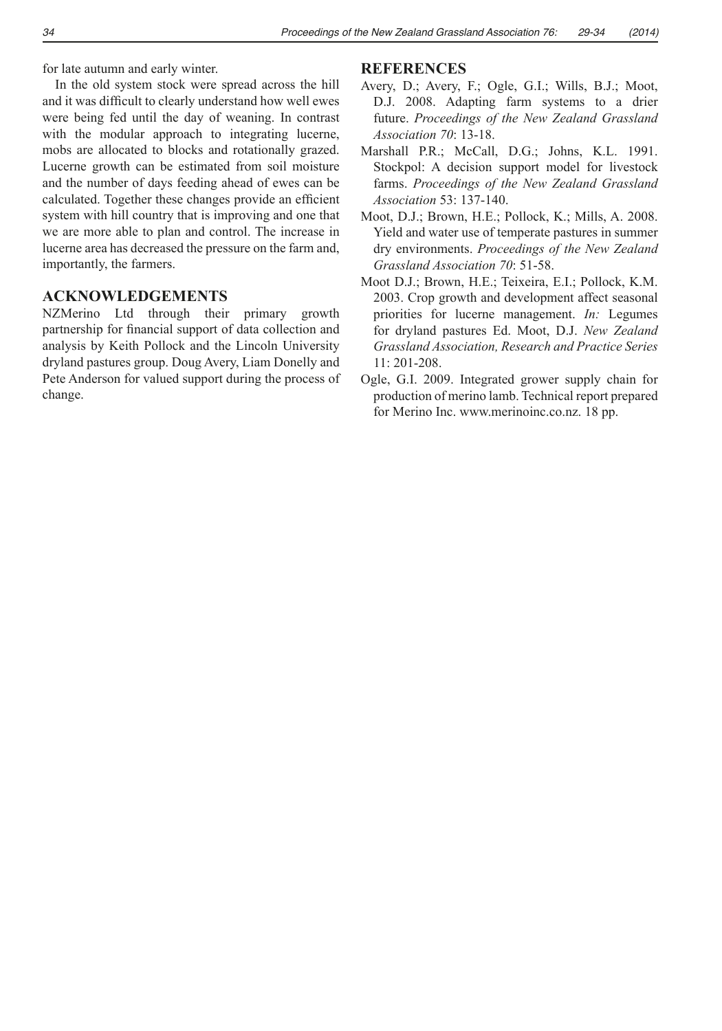for late autumn and early winter.

In the old system stock were spread across the hill and it was difficult to clearly understand how well ewes were being fed until the day of weaning. In contrast with the modular approach to integrating lucerne, mobs are allocated to blocks and rotationally grazed. Lucerne growth can be estimated from soil moisture and the number of days feeding ahead of ewes can be calculated. Together these changes provide an efficient system with hill country that is improving and one that we are more able to plan and control. The increase in lucerne area has decreased the pressure on the farm and, importantly, the farmers.

## ACKNOWLEDGEMENTS

NZMerino Ltd through their primary growth partnership for financial support of data collection and analysis by Keith Pollock and the Lincoln University dryland pastures group. Doug Avery, Liam Donelly and Pete Anderson for valued support during the process of change.

## REFERENCES

Avery, D.; Avery, F.; Ogle, G.I.; Wills, B.J.; Moot, D.J. 2008. Adapting farm systems to a drier future. *Proceedings of the New Zealand Grassland Association 70*: 13-18.

Marshall P.R.; McCall, D.G.; Johns, K.L. 1991. Stockpol: A decision support model for livestock farms. *Proceedings of the New Zealand Grassland Association* 53: 137-140.

Moot, D.J.; Brown, H.E.; Pollock, K.; Mills, A. 2008. Yield and water use of temperate pastures in summer dry environments. *Proceedings of the New Zealand Grassland Association 70*: 51-58.

Moot D.J.; Brown, H.E.; Teixeira, E.I.; Pollock, K.M. 2003. Crop growth and development affect seasonal priorities for lucerne management. *In:* Legumes for dryland pastures Ed. Moot, D.J. *New Zealand Grassland Association, Research and Practice Series* 11: 201-208.

Ogle, G.I. 2009. Integrated grower supply chain for production of merino lamb. Technical report prepared for Merino Inc. www.merinoinc.co.nz. 18 pp.